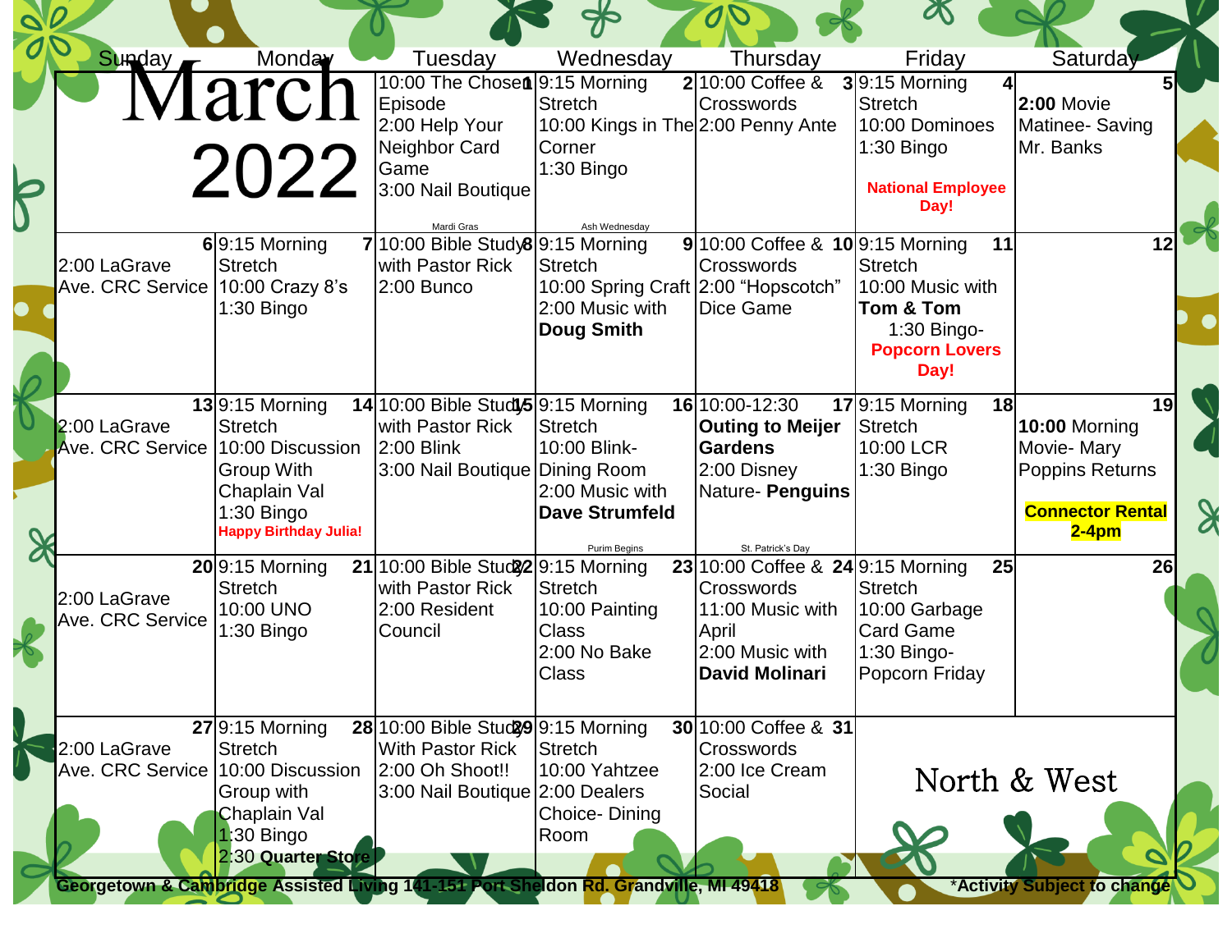# March 2022

| Sunday | Monday | Tuesday | Wednesday | Thursday | Friday | Saturday |
|---|---|---|---|---|---|---|
| | | **1** 10:00 The Chosen Episode<br>2:00 Help Your Neighbor Card Game<br>3:00 Nail Boutique<br>Mardi Gras | **2** 9:15 Morning Stretch<br>10:00 Kings in The Corner<br>1:30 Bingo<br>Ash Wednesday | **3** 10:00 Coffee & Crosswords<br>2:00 Penny Ante | **4** 9:15 Morning Stretch<br>10:00 Dominoes<br>1:30 Bingo<br>**National Employee Day!** | **5** **2:00** Movie Matinee- Saving Mr. Banks |
| **6** 2:00 LaGrave Ave. CRC Service | **7** 9:15 Morning Stretch<br>10:00 Crazy 8's<br>1:30 Bingo | **8** 10:00 Bible Study with Pastor Rick<br>2:00 Bunco | **9** 9:15 Morning Stretch<br>10:00 Spring Craft<br>2:00 Music with **Doug Smith** | **10** 10:00 Coffee & Crosswords<br>2:00 "Hopscotch" Dice Game | **11** 9:15 Morning Stretch<br>10:00 Music with **Tom & Tom**<br>1:30 Bingo- **Popcorn Lovers Day!** | **12** |
| **13** 2:00 LaGrave Ave. CRC Service | **14** 9:15 Morning Stretch<br>10:00 Discussion Group With Chaplain Val<br>1:30 Bingo<br>**Happy Birthday Julia!** | **15** 10:00 Bible Study with Pastor Rick<br>2:00 Blink<br>3:00 Nail Boutique | **16** 9:15 Morning Stretch<br>10:00 Blink- Dining Room<br>2:00 Music with **Dave Strumfeld**<br>Purim Begins | **17** 10:00-12:30 **Outing to Meijer Gardens**<br>2:00 Disney Nature- **Penguins**<br>St. Patrick's Day | **18** 9:15 Morning Stretch<br>10:00 LCR<br>1:30 Bingo | **19** **10:00** Morning Movie- Mary Poppins Returns<br>**Connector Rental 2-4pm** |
| **20** 2:00 LaGrave Ave. CRC Service | **21** 9:15 Morning Stretch<br>10:00 UNO<br>1:30 Bingo | **22** 10:00 Bible Study with Pastor Rick<br>2:00 Resident Council | **23** 9:15 Morning Stretch<br>10:00 Painting Class<br>2:00 No Bake Class | **24** 10:00 Coffee & Crosswords<br>11:00 Music with April<br>2:00 Music with **David Molinari** | **25** 9:15 Morning Stretch<br>10:00 Garbage Card Game<br>1:30 Bingo- Popcorn Friday | **26** |
| **27** 2:00 LaGrave Ave. CRC Service | **28** 9:15 Morning Stretch<br>10:00 Discussion Group with Chaplain Val<br>1:30 Bingo<br>2:30 **Quarter Store** | **29** 10:00 Bible Study With Pastor Rick<br>2:00 Oh Shoot!!<br>3:00 Nail Boutique | **30** 9:15 Morning Stretch<br>10:00 Yahtzee<br>2:00 Dealers Choice- Dining Room | **31** 10:00 Coffee & Crosswords<br>2:00 Ice Cream Social | North & West | |

**Georgetown & Cambridge Assisted Living 141-151 Port Sheldon Rd. Grandville, MI 49418**

***Activity Subject to change**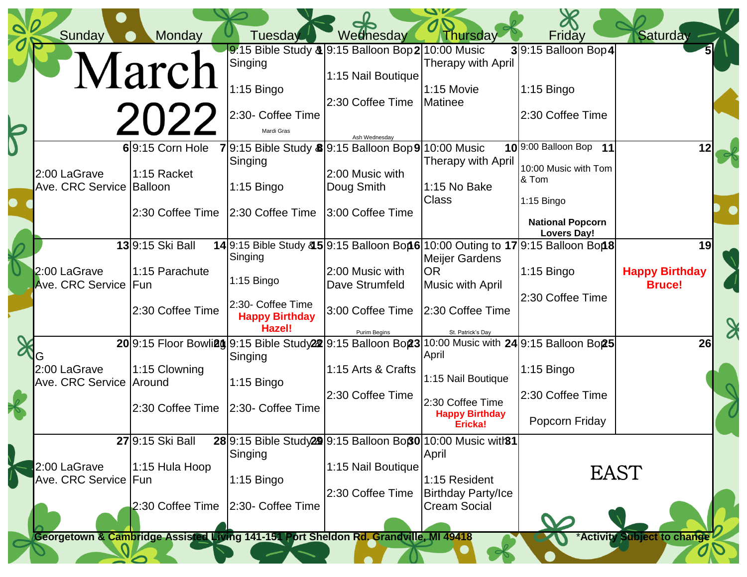# March 2022

| Sunday | Monday | Tuesday | Wednesday | Thursday | Friday | Saturday |
|---|---|---|---|---|---|---|
| | | **1** 9:15 Bible Study & Singing<br>1:15 Bingo<br>2:30- Coffee Time<br>Mardi Gras | **2** 9:15 Balloon Bop<br>1:15 Nail Boutique<br>2:30 Coffee Time<br>Ash Wednesday | **3** 10:00 Music Therapy with April<br>1:15 Movie Matinee | **4** 9:15 Balloon Bop<br>1:15 Bingo<br>2:30 Coffee Time | **5** |
| **6**<br>2:00 LaGrave Ave. CRC Service | **7** 9:15 Corn Hole<br>1:15 Racket Balloon<br>2:30 Coffee Time | **8** 9:15 Bible Study & Singing<br>1:15 Bingo<br>2:30 Coffee Time | **9** 9:15 Balloon Bop<br>2:00 Music with Doug Smith<br>3:00 Coffee Time | **10** 10:00 Music Therapy with April<br>1:15 No Bake Class | **11** 9:00 Balloon Bop<br>10:00 Music with Tom & Tom<br>1:15 Bingo<br>**National Popcorn Lovers Day!** | **12** |
| **13**<br>2:00 LaGrave Ave. CRC Service | **14** 9:15 Ski Ball<br>1:15 Parachute Fun<br>2:30 Coffee Time | **15** 9:15 Bible Study & Singing<br>1:15 Bingo<br>2:30- Coffee Time<br>**Happy Birthday Hazel!** | **16** 9:15 Balloon Bop<br>2:00 Music with Dave Strumfeld<br>3:00 Coffee Time<br>Purim Begins | **17** 10:00 Outing to Meijer Gardens OR Music with April<br>2:30 Coffee Time<br>St. Patrick's Day | **18** 9:15 Balloon Bop<br>1:15 Bingo<br>2:30 Coffee Time | **19**<br>**Happy Birthday Bruce!** |
| **20** G<br>2:00 LaGrave Ave. CRC Service | **21** 9:15 Floor Bowling<br>1:15 Clowning Around<br>2:30 Coffee Time | **22** 9:15 Bible Study & Singing<br>1:15 Bingo<br>2:30- Coffee Time | **23** 9:15 Balloon Bop<br>1:15 Arts & Crafts<br>2:30 Coffee Time | **24** 10:00 Music with April<br>1:15 Nail Boutique<br>2:30 Coffee Time<br>**Happy Birthday Ericka!** | **25** 9:15 Balloon Bop<br>1:15 Bingo<br>2:30 Coffee Time<br>Popcorn Friday | **26** |
| **27**<br>2:00 LaGrave Ave. CRC Service | **28** 9:15 Ski Ball<br>1:15 Hula Hoop Fun<br>2:30 Coffee Time | **29** 9:15 Bible Study & Singing<br>1:15 Bingo<br>2:30- Coffee Time | **30** 9:15 Balloon Bop<br>1:15 Nail Boutique<br>2:30 Coffee Time | **31** 10:00 Music with April<br>1:15 Resident Birthday Party/Ice Cream Social | EAST | |

**Georgetown & Cambridge Assisted Living 141-151 Port Sheldon Rd. Grandville, MI 49418**

***Activity Subject to change**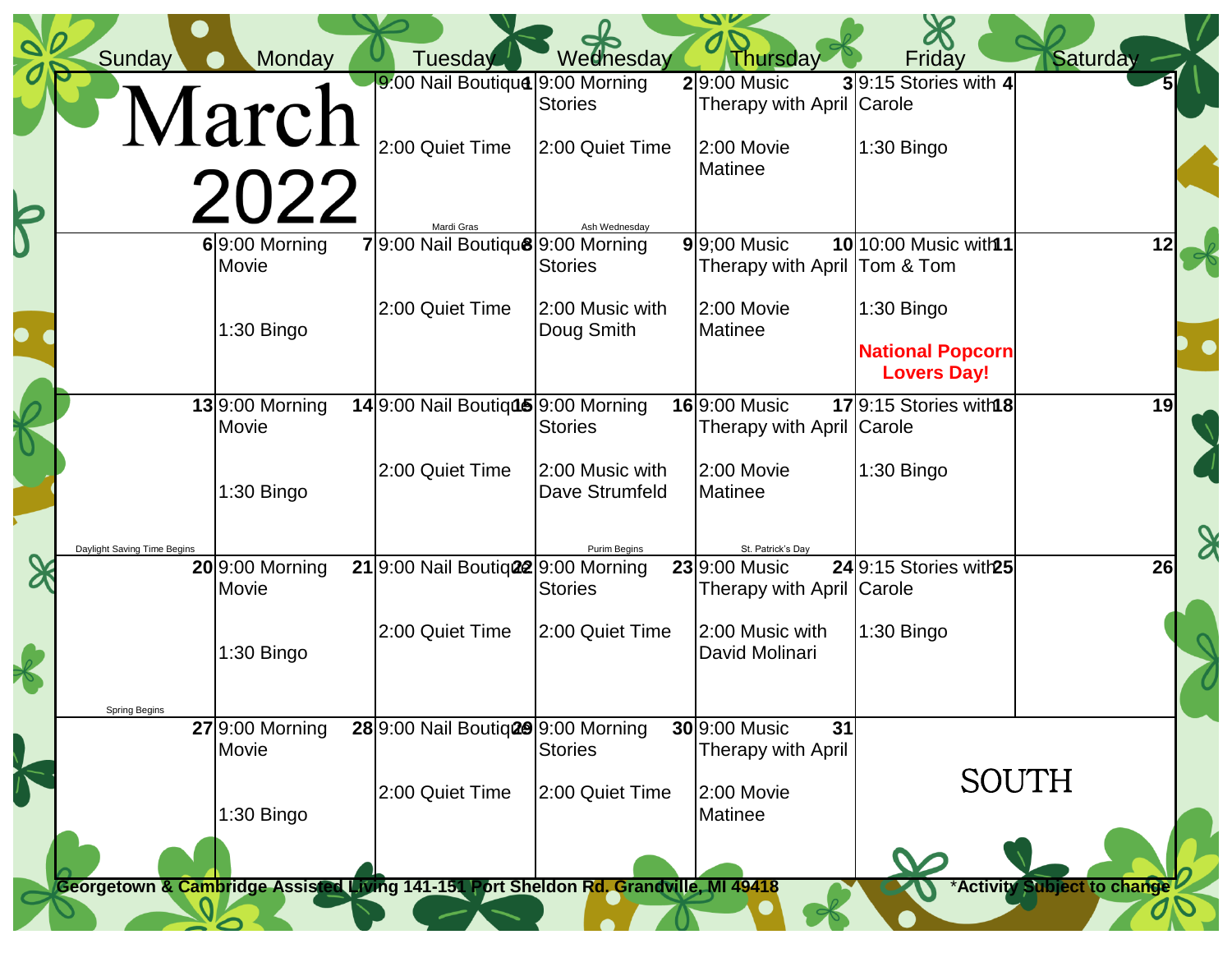# March 2022

| Sunday | Monday | Tuesday | Wednesday | Thursday | Friday | Saturday |
|---|---|---|---|---|---|---|
| | | **1** 9:00 Nail Boutique<br>2:00 Quiet Time<br>Mardi Gras | **2** 9:00 Morning Stories<br>2:00 Quiet Time<br>Ash Wednesday | **3** 9:00 Music Therapy with April<br>2:00 Movie Matinee | **4** 9:15 Stories with Carole<br>1:30 Bingo | **5** |
| **6** | **7** 9:00 Morning Movie<br>1:30 Bingo | **8** 9:00 Nail Boutique<br>2:00 Quiet Time | **9** 9:00 Morning Stories<br>2:00 Music with Doug Smith | **10** 9;00 Music Therapy with April<br>2:00 Movie Matinee | **11** 10:00 Music with Tom & Tom<br>1:30 Bingo<br>**National Popcorn Lovers Day!** | **12** |
| **13**<br>Daylight Saving Time Begins | **14** 9:00 Morning Movie<br>1:30 Bingo | **15** 9:00 Nail Boutique<br>2:00 Quiet Time | **16** 9:00 Morning Stories<br>2:00 Music with Dave Strumfeld<br>Purim Begins | **17** 9:00 Music Therapy with April<br>2:00 Movie Matinee<br>St. Patrick's Day | **18** 9:15 Stories with Carole<br>1:30 Bingo | **19** |
| **20**<br>Spring Begins | **21** 9:00 Morning Movie<br>1:30 Bingo | **22** 9:00 Nail Boutique<br>2:00 Quiet Time | **23** 9:00 Morning Stories<br>2:00 Quiet Time | **24** 9:00 Music Therapy with April<br>2:00 Music with David Molinari | **25** 9:15 Stories with Carole<br>1:30 Bingo | **26** |
| **27** | **28** 9:00 Morning Movie<br>1:30 Bingo | **29** 9:00 Nail Boutique<br>2:00 Quiet Time | **30** 9:00 Morning Stories<br>2:00 Quiet Time | **31** 9:00 Music Therapy with April<br>2:00 Movie Matinee | SOUTH | |

**Georgetown & Cambridge Assisted Living 141-151 Port Sheldon Rd. Grandville, MI 49418**

***Activity Subject to change**